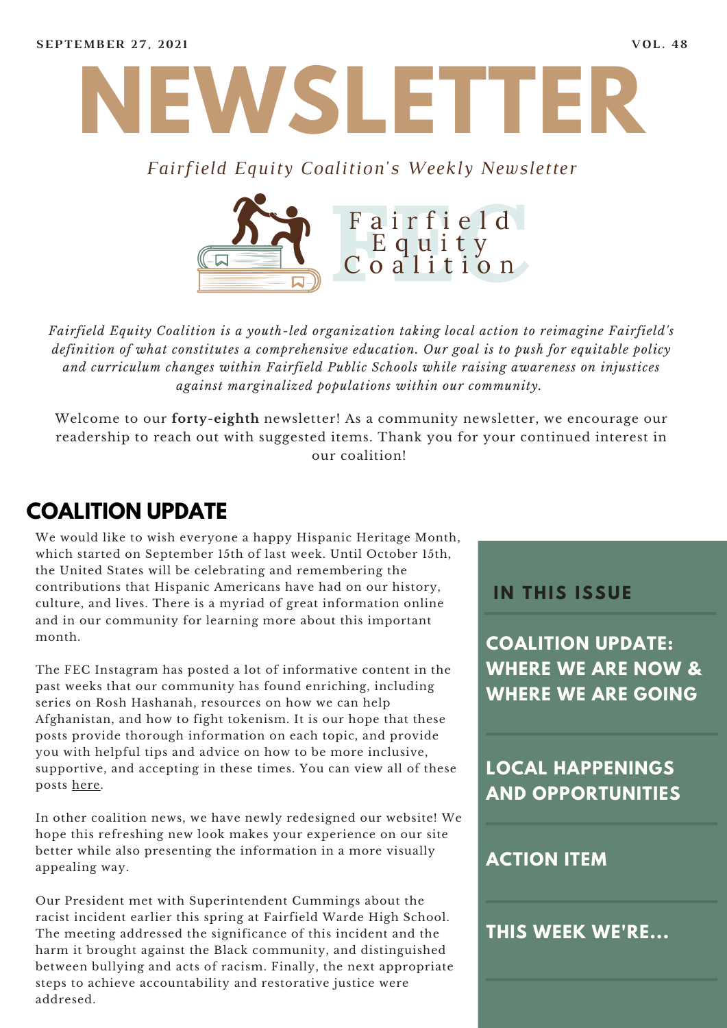SEPTEMBER 27, 2021 VOL. 48

# NEWSLETTER

*Fairfield Equity Coalition's Weekly Newsletter*

Fairfield Equity Coalition

*Fairfield Equity Coalition is a youth-led organization taking local action to reimagine Fairfield's definition of what constitutes a comprehensive education. Our goal is to push for equitable policy and curriculum changes within Fairfield Public Schools while raising awareness on injustices against marginalized populations within our community.*

Welcome to our **forty-eighth** newsletter! As a community newsletter, we encourage our readership to reach out with suggested items. Thank you for your continued interest in our coalition!

## COALITION UPDATE

We would like to wish everyone a happy Hispanic Heritage Month, which started on September 15th of last week. Until October 15th, the United States will be celebrating and remembering the contributions that Hispanic Americans have had on our history, culture, and lives. There is a myriad of great information online and in our community for learning more about this important month.

The FEC Instagram has posted a lot of informative content in the past weeks that our community has found enriching, including series on Rosh Hashanah, resources on how we can help Afghanistan, and how to fight tokenism. It is our hope that these posts provide thorough information on each topic, and provide you with helpful tips and advice on how to be more inclusive, supportive, and accepting in these times. You can view all of these posts here.

In other coalition news, we have newly redesigned our website! We hope this refreshing new look makes your experience on our site better while also presenting the information in a more visually appealing way.

Our President met with Superintendent Cummings about the racist incident earlier this spring at Fairfield Warde High School. The meeting addressed the significance of this incident and the harm it brought against the Black community, and distinguished between bullying and acts of racism. Finally, the next appropriate steps to achieve accountability and restorative justice were addresed.

### IN THIS ISSUE

- **COALITION UPDATE: WHERE WE ARE NOW & WHERE WE ARE GOING**
- **LOCAL HAPPENINGS AND OPPORTUNITIES**
- **ACTION ITEM**
- **THIS WEEK WE'RE...**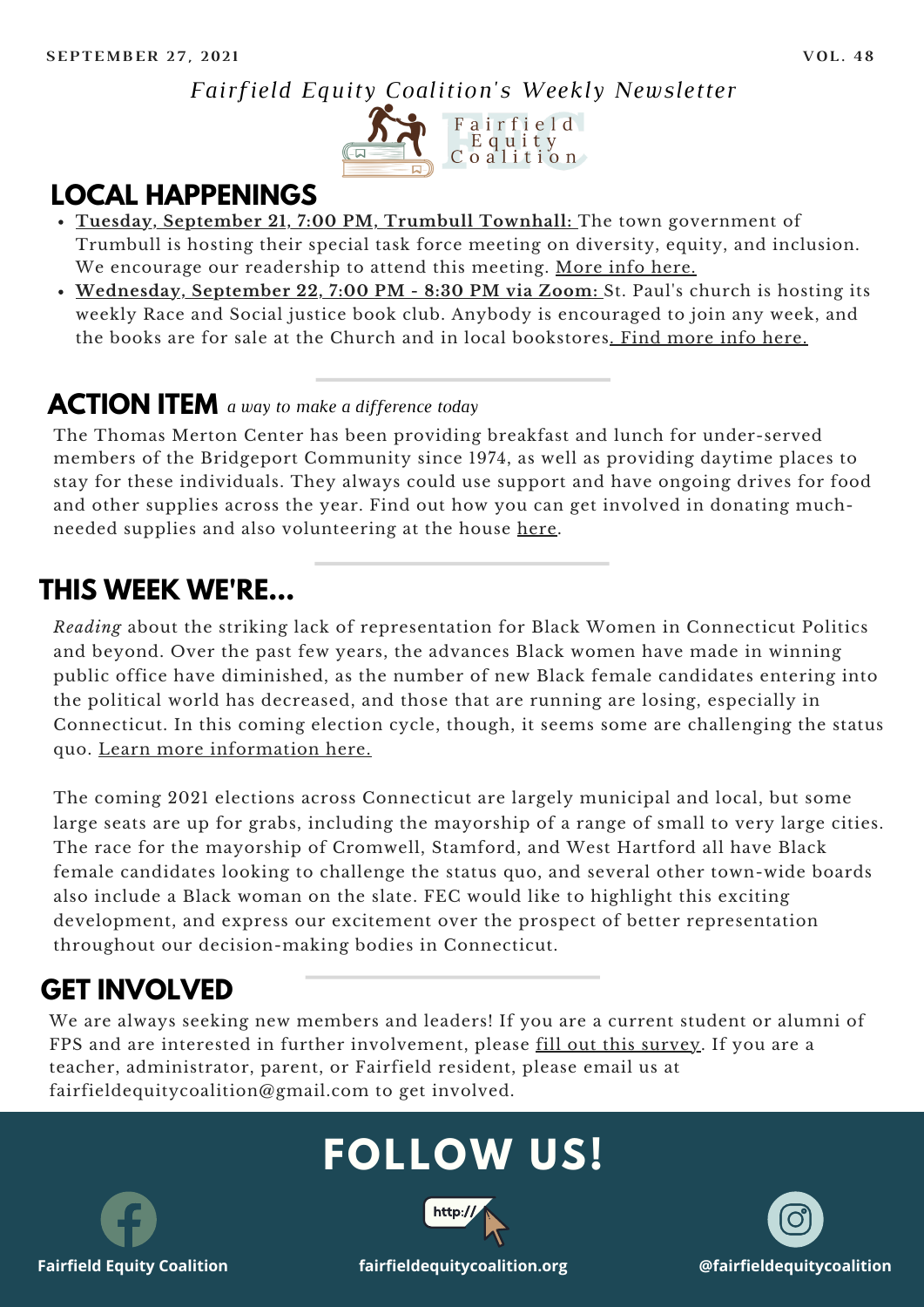SEPTEMBER 27, 2021 VOL. 48

*Fairfield Equity Coalition's Weekly Newsletter*

Fairfield Equity Coalition

## LOCAL HAPPENINGS

- **Tuesday, September 21, 7:00 PM, Trumbull Townhall:** The town government of Trumbull is hosting their special task force meeting on diversity, equity, and inclusion. We encourage our readership to attend this meeting. More info here.
- **Wednesday, September 22, 7:00 PM - 8:30 PM via Zoom:** St. Paul's church is hosting its weekly Race and Social justice book club. Anybody is encouraged to join any week, and the books are for sale at the Church and in local bookstores. Find more info here.

## ACTION ITEM *a way to make a difference today*

The Thomas Merton Center has been providing breakfast and lunch for under-served members of the Bridgeport Community since 1974, as well as providing daytime places to stay for these individuals. They always could use support and have ongoing drives for food and other supplies across the year. Find out how you can get involved in donating much-needed supplies and also volunteering at the house here.

## THIS WEEK WE'RE...

*Reading* about the striking lack of representation for Black Women in Connecticut Politics and beyond. Over the past few years, the advances Black women have made in winning public office have diminished, as the number of new Black female candidates entering into the political world has decreased, and those that are running are losing, especially in Connecticut. In this coming election cycle, though, it seems some are challenging the status quo. Learn more information here.

The coming 2021 elections across Connecticut are largely municipal and local, but some large seats are up for grabs, including the mayorship of a range of small to very large cities. The race for the mayorship of Cromwell, Stamford, and West Hartford all have Black female candidates looking to challenge the status quo, and several other town-wide boards also include a Black woman on the slate. FEC would like to highlight this exciting development, and express our excitement over the prospect of better representation throughout our decision-making bodies in Connecticut.

## GET INVOLVED

We are always seeking new members and leaders! If you are a current student or alumni of FPS and are interested in further involvement, please fill out this survey. If you are a teacher, administrator, parent, or Fairfield resident, please email us at fairfieldequitycoalition@gmail.com to get involved.

## FOLLOW US!

Fairfield Equity Coalition

fairfieldequitycoalition.org

@fairfieldequitycoalition